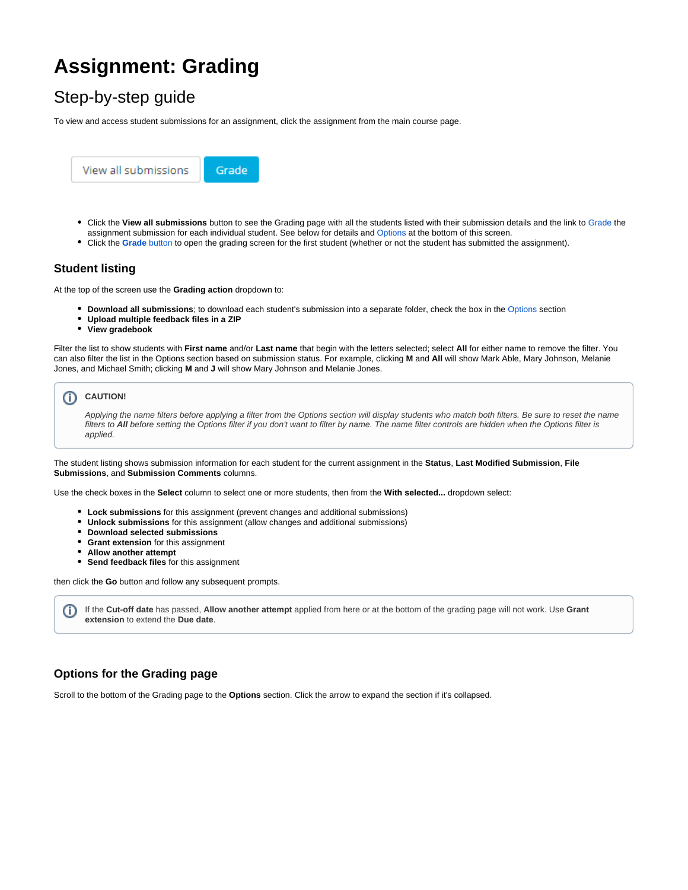# Assignment: Grading

## Step-by-step guide

To view and access student submissions for an assignment, click the assignment from the main course page.

View all submissions | Grade

- Click the **View all submissions** button to see the Grading page with all the students listed with their submission details and the link to Grade the assignment submission for each individual student. See below for details and Options at the bottom of this screen.
- Click the **Grade** button to open the grading screen for the first student (whether or not the student has submitted the assignment).

### Student listing

At the top of the screen use the **Grading action** dropdown to:

- **Download all submissions**; to download each student's submission into a separate folder, check the box in the Options section
- **Upload multiple feedback files in a ZIP**
- **View gradebook**

Filter the list to show students with **First name** and/or **Last name** that begin with the letters selected; select **All** for either name to remove the filter. You can also filter the list in the Options section based on submission status. For example, clicking **M** and **All** will show Mark Able, Mary Johnson, Melanie Jones, and Michael Smith; clicking **M** and **J** will show Mary Johnson and Melanie Jones.

> **CAUTION!**
>
> *Applying the name filters before applying a filter from the Options section will display students who match both filters. Be sure to reset the name filters to **All** before setting the Options filter if you don't want to filter by name. The name filter controls are hidden when the Options filter is applied.*

The student listing shows submission information for each student for the current assignment in the **Status**, **Last Modified Submission**, **File Submissions**, and **Submission Comments** columns.

Use the check boxes in the **Select** column to select one or more students, then from the **With selected...** dropdown select:

- **Lock submissions** for this assignment (prevent changes and additional submissions)
- **Unlock submissions** for this assignment (allow changes and additional submissions)
- **Download selected submissions**
- **Grant extension** for this assignment
- **Allow another attempt**
- **Send feedback files** for this assignment

then click the **Go** button and follow any subsequent prompts.

> If the **Cut-off date** has passed, **Allow another attempt** applied from here or at the bottom of the grading page will not work. Use **Grant extension** to extend the **Due date**.

### Options for the Grading page

Scroll to the bottom of the Grading page to the **Options** section. Click the arrow to expand the section if it's collapsed.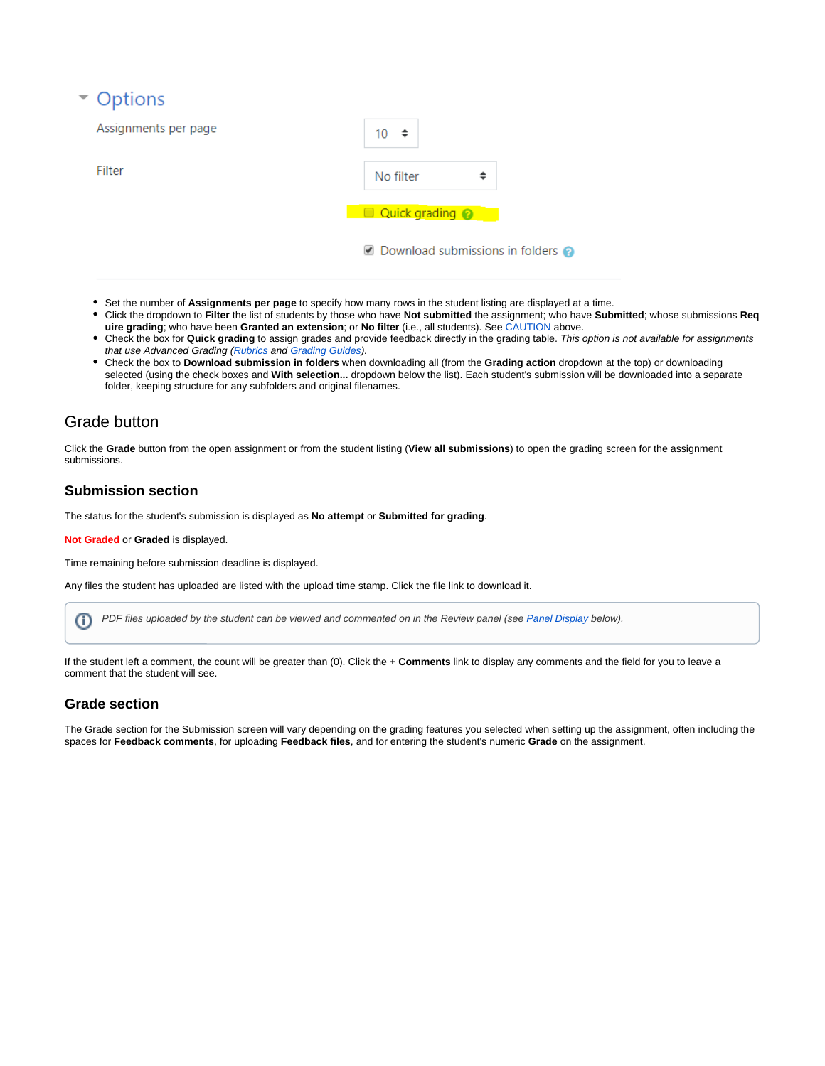## Options

Assignments per page 10

Filter No filter

Quick grading

Download submissions in folders

- Set the number of **Assignments per page** to specify how many rows in the student listing are displayed at a time.
- Click the dropdown to **Filter** the list of students by those who have **Not submitted** the assignment; who have **Submitted**; whose submissions **Require grading**; who have been **Granted an extension**; or **No filter** (i.e., all students). See CAUTION above.
- Check the box for **Quick grading** to assign grades and provide feedback directly in the grading table. *This option is not available for assignments that use Advanced Grading (Rubrics and Grading Guides).*
- Check the box to **Download submission in folders** when downloading all (from the **Grading action** dropdown at the top) or downloading selected (using the check boxes and **With selection...** dropdown below the list). Each student's submission will be downloaded into a separate folder, keeping structure for any subfolders and original filenames.

## Grade button

Click the **Grade** button from the open assignment or from the student listing (**View all submissions**) to open the grading screen for the assignment submissions.

### Submission section

The status for the student's submission is displayed as **No attempt** or **Submitted for grading**.

**Not Graded** or **Graded** is displayed.

Time remaining before submission deadline is displayed.

Any files the student has uploaded are listed with the upload time stamp. Click the file link to download it.

> *PDF files uploaded by the student can be viewed and commented on in the Review panel (see Panel Display below).*

If the student left a comment, the count will be greater than (0). Click the **+ Comments** link to display any comments and the field for you to leave a comment that the student will see.

### Grade section

The Grade section for the Submission screen will vary depending on the grading features you selected when setting up the assignment, often including the spaces for **Feedback comments**, for uploading **Feedback files**, and for entering the student's numeric **Grade** on the assignment.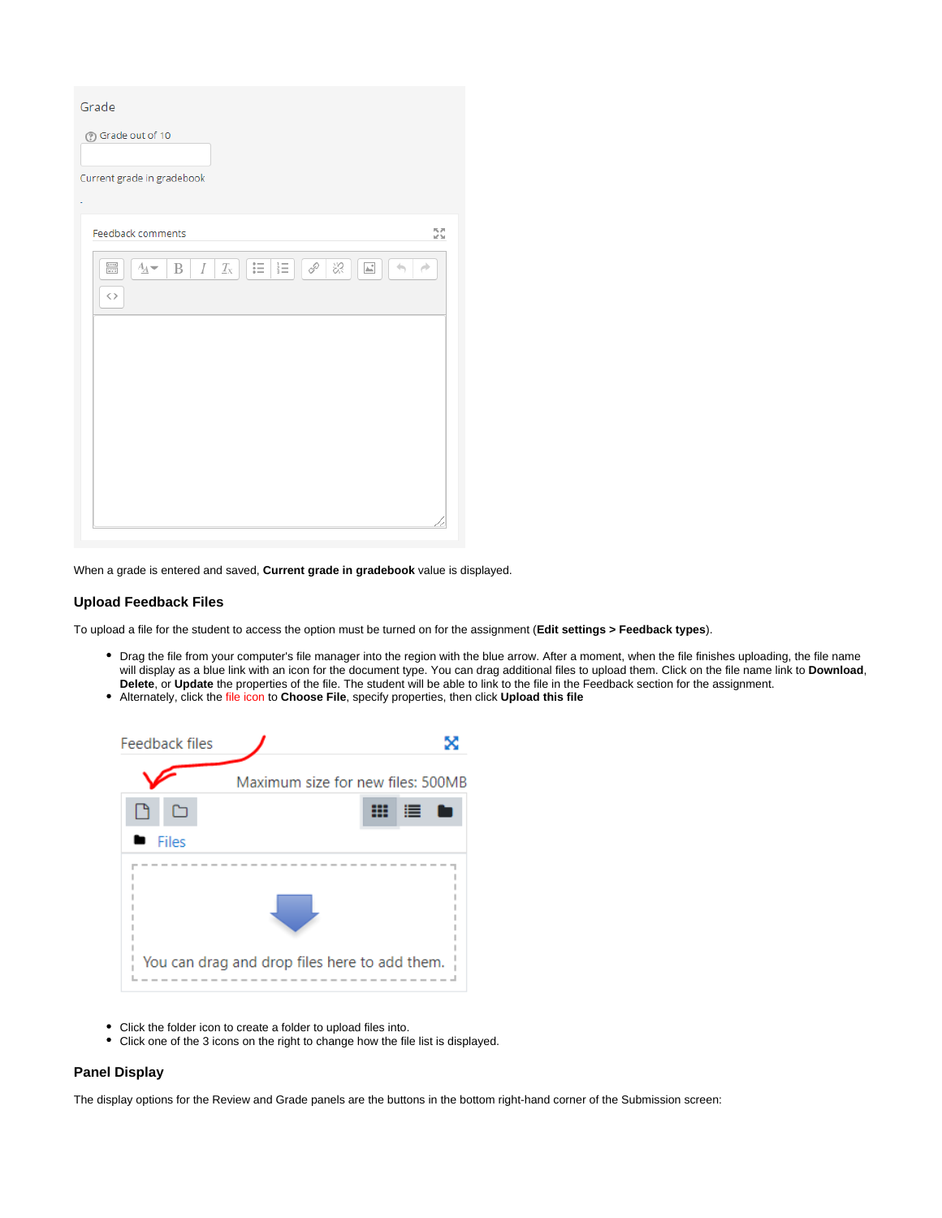When a grade is entered and saved, **Current grade in gradebook** value is displayed.

### Upload Feedback Files

To upload a file for the student to access the option must be turned on for the assignment (**Edit settings > Feedback types**).

- Drag the file from your computer's file manager into the region with the blue arrow. After a moment, when the file finishes uploading, the file name will display as a blue link with an icon for the document type. You can drag additional files to upload them. Click on the file name link to **Download**, **Delete**, or **Update** the properties of the file. The student will be able to link to the file in the Feedback section for the assignment.
- Alternately, click the file icon to **Choose File**, specify properties, then click **Upload this file**

- Click the folder icon to create a folder to upload files into.
- Click one of the 3 icons on the right to change how the file list is displayed.

### Panel Display

The display options for the Review and Grade panels are the buttons in the bottom right-hand corner of the Submission screen: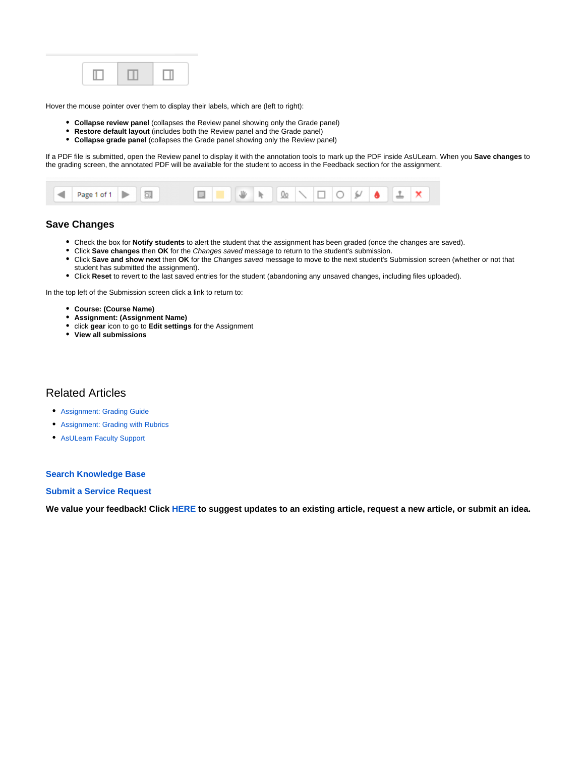Hover the mouse pointer over them to display their labels, which are (left to right):

- **Collapse review panel** (collapses the Review panel showing only the Grade panel)
- **Restore default layout** (includes both the Review panel and the Grade panel)
- **Collapse grade panel** (collapses the Grade panel showing only the Review panel)

If a PDF file is submitted, open the Review panel to display it with the annotation tools to mark up the PDF inside AsULearn. When you **Save changes** to the grading screen, the annotated PDF will be available for the student to access in the Feedback section for the assignment.

## Save Changes

- Check the box for **Notify students** to alert the student that the assignment has been graded (once the changes are saved).
- Click **Save changes** then **OK** for the *Changes saved* message to return to the student's submission.
- Click **Save and show next** then **OK** for the *Changes saved* message to move to the next student's Submission screen (whether or not that student has submitted the assignment).
- Click **Reset** to revert to the last saved entries for the student (abandoning any unsaved changes, including files uploaded).

In the top left of the Submission screen click a link to return to:

- **Course: (Course Name)**
- **Assignment: (Assignment Name)**
- click **gear** icon to go to **Edit settings** for the Assignment
- **View all submissions**

## Related Articles

- Assignment: Grading Guide
- Assignment: Grading with Rubrics
- AsULearn Faculty Support

**Search Knowledge Base**

**Submit a Service Request**

**We value your feedback! Click HERE to suggest updates to an existing article, request a new article, or submit an idea.**